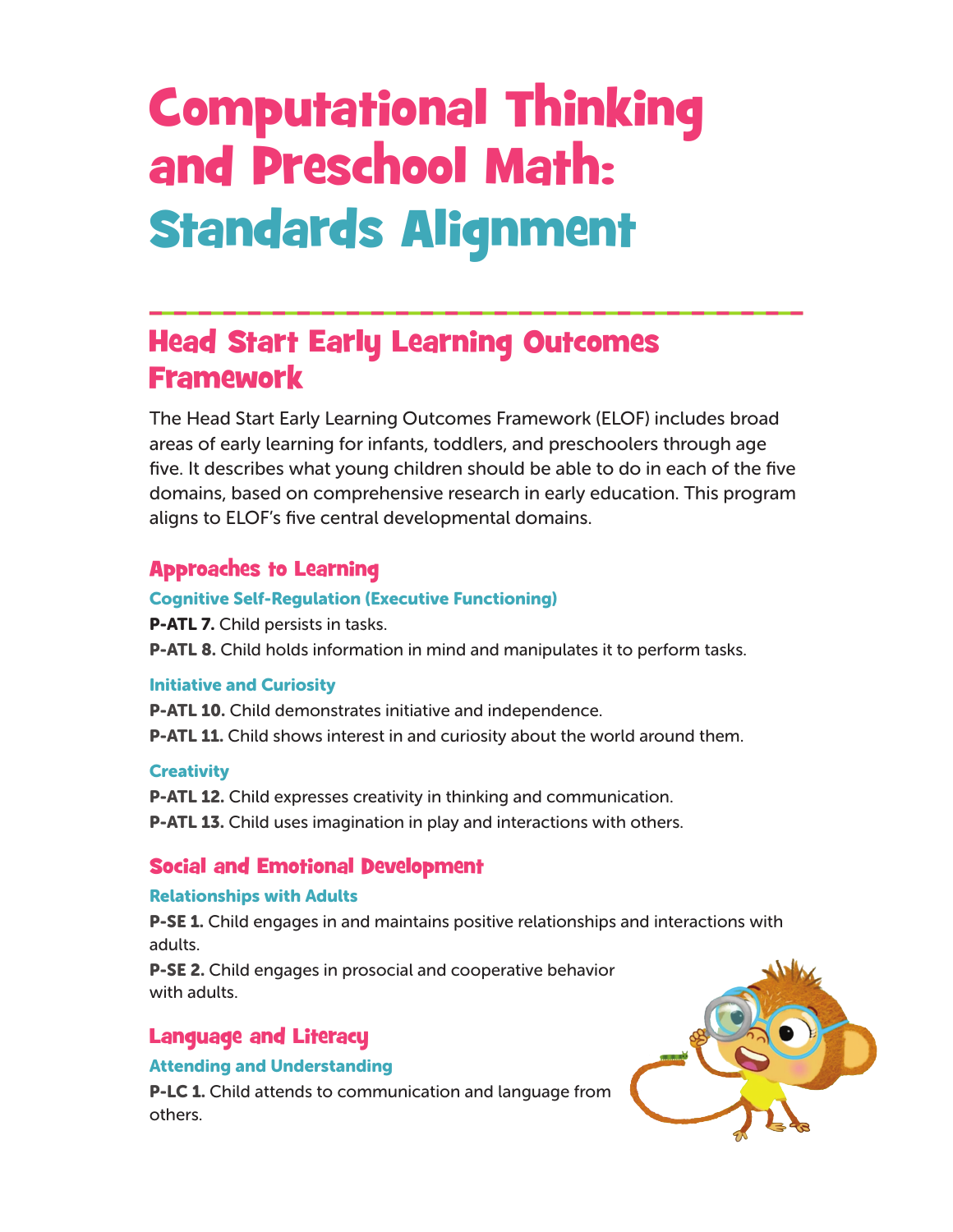# Computational Thinking and Preschool Math: Standards Alignment

## Head Start Early Learning Outcomes Framework

The Head Start Early Learning Outcomes Framework (ELOF) includes broad areas of early learning for infants, toddlers, and preschoolers through age five. It describes what young children should be able to do in each of the five domains, based on comprehensive research in early education. This program aligns to ELOF's five central developmental domains.

### Approaches to Learning

#### Cognitive Self-Regulation (Executive Functioning)

**P-ATL 7.** Child persists in tasks.

**P-ATL 8.** Child holds information in mind and manipulates it to perform tasks.

#### Initiative and Curiosity

**P-ATL 10.** Child demonstrates initiative and independence.

**P-ATL 11.** Child shows interest in and curiosity about the world around them.

#### Creativity

**P-ATL 12.** Child expresses creativity in thinking and communication.

**P-ATL 13.** Child uses imagination in play and interactions with others.

### Social and Emotional Development

#### Relationships with Adults

**P-SE 1.** Child engages in and maintains positive relationships and interactions with adults.

**P-SE 2.** Child engages in prosocial and cooperative behavior with adults.

### Language and Literacy

#### Attending and Understanding

**P-LC 1.** Child attends to communication and language from others.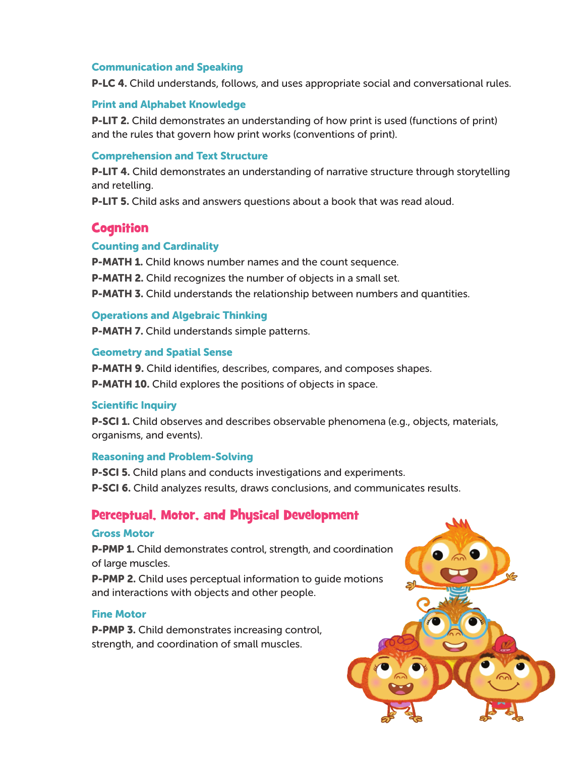### Communication and Speaking

**P-LC 4.** Child understands, follows, and uses appropriate social and conversational rules.

### Print and Alphabet Knowledge

**P-LIT 2.** Child demonstrates an understanding of how print is used (functions of print) and the rules that govern how print works (conventions of print).

### Comprehension and Text Structure

**P-LIT 4.** Child demonstrates an understanding of narrative structure through storytelling and retelling.

**P-LIT 5.** Child asks and answers questions about a book that was read aloud.

## Cognition

### Counting and Cardinality

**P-MATH 1.** Child knows number names and the count sequence.

**P-MATH 2.** Child recognizes the number of objects in a small set.

**P-MATH 3.** Child understands the relationship between numbers and quantities.

### Operations and Algebraic Thinking

**P-MATH 7.** Child understands simple patterns.

### Geometry and Spatial Sense

**P-MATH 9.** Child identifies, describes, compares, and composes shapes.

**P-MATH 10.** Child explores the positions of objects in space.

### Scientific Inquiry

**P-SCI 1.** Child observes and describes observable phenomena (e.g., objects, materials, organisms, and events).

### Reasoning and Problem-Solving

**P-SCI 5.** Child plans and conducts investigations and experiments.

**P-SCI 6.** Child analyzes results, draws conclusions, and communicates results.

## Perceptual, Motor, and Physical Development

### Gross Motor

**P-PMP 1.** Child demonstrates control, strength, and coordination of large muscles.

**P-PMP 2.** Child uses perceptual information to guide motions and interactions with objects and other people.

### Fine Motor

**P-PMP 3.** Child demonstrates increasing control, strength, and coordination of small muscles.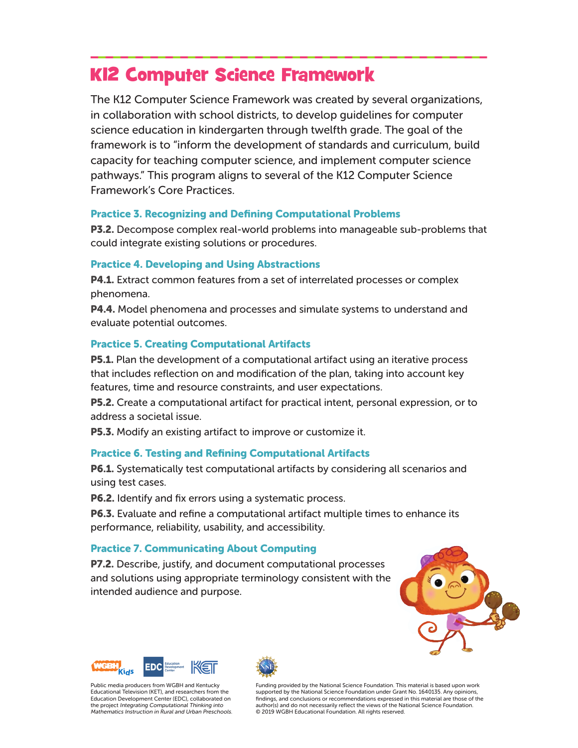# K12 Computer Science Framework

The K12 Computer Science Framework was created by several organizations, in collaboration with school districts, to develop guidelines for computer science education in kindergarten through twelfth grade. The goal of the framework is to "inform the development of standards and curriculum, build capacity for teaching computer science, and implement computer science pathways." This program aligns to several of the K12 Computer Science Framework's Core Practices.

### Practice 3. Recognizing and Defining Computational Problems

**P3.2.** Decompose complex real-world problems into manageable sub-problems that could integrate existing solutions or procedures.

### Practice 4. Developing and Using Abstractions

**P4.1.** Extract common features from a set of interrelated processes or complex phenomena.

**P4.4.** Model phenomena and processes and simulate systems to understand and evaluate potential outcomes.

### Practice 5. Creating Computational Artifacts

**P5.1.** Plan the development of a computational artifact using an iterative process that includes reflection on and modification of the plan, taking into account key features, time and resource constraints, and user expectations.

**P5.2.** Create a computational artifact for practical intent, personal expression, or to address a societal issue.

**P5.3.** Modify an existing artifact to improve or customize it.

### Practice 6. Testing and Refining Computational Artifacts

**P6.1.** Systematically test computational artifacts by considering all scenarios and using test cases.

**P6.2.** Identify and fix errors using a systematic process.

**P6.3.** Evaluate and refine a computational artifact multiple times to enhance its performance, reliability, usability, and accessibility.

### Practice 7. Communicating About Computing

**P7.2.** Describe, justify, and document computational processes and solutions using appropriate terminology consistent with the intended audience and purpose.

Public media producers from WGBH and Kentucky Educational Television (KET), and researchers from the Education Development Center (EDC), collaborated on the project *Integrating Computational Thinking into Mathematics Instruction in Rural and Urban Preschools.*

Funding provided by the National Science Foundation. This material is based upon work supported by the National Science Foundation under Grant No. 1640135. Any opinions, findings, and conclusions or recommendations expressed in this material are those of the author(s) and do not necessarily reflect the views of the National Science Foundation. © 2019 WGBH Educational Foundation. All rights reserved.